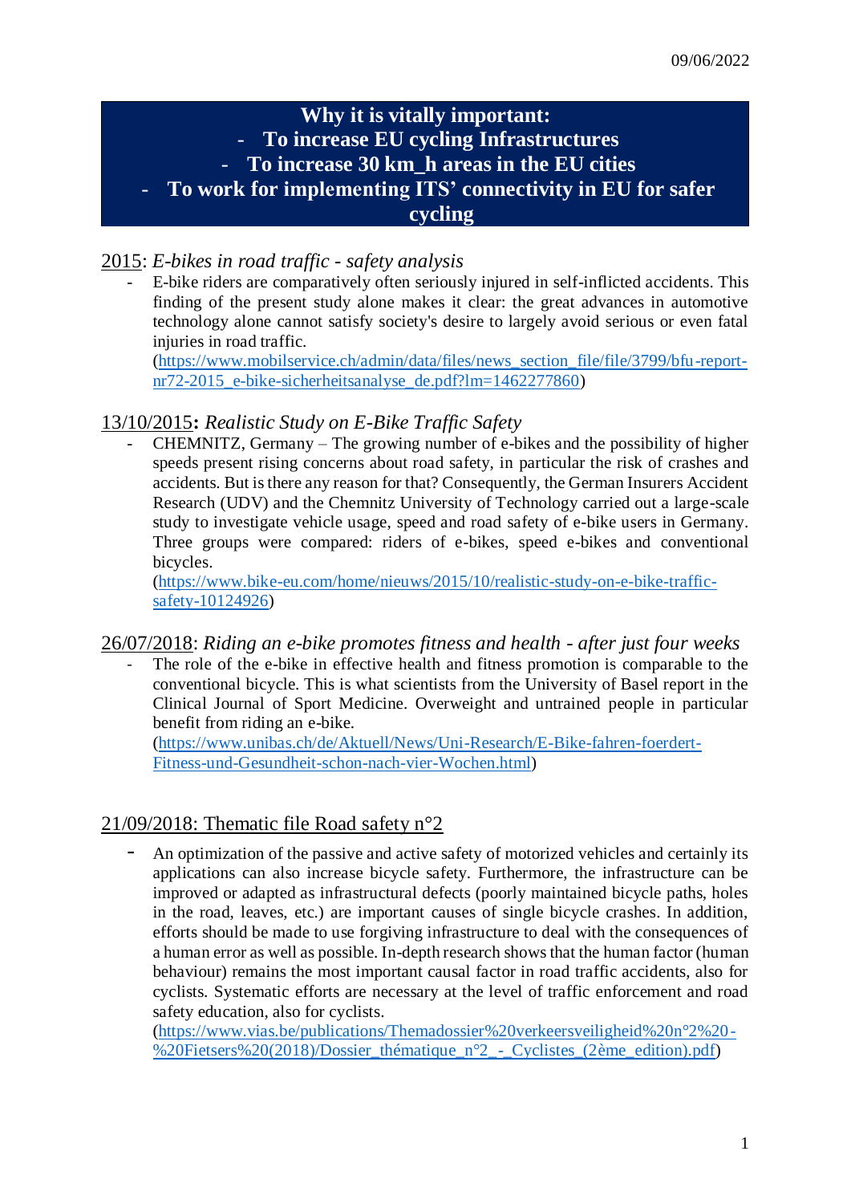09/06/2022

# Why it is vitally important:
# - To increase EU cycling Infrastructures
# - To increase 30 km_h areas in the EU cities
# - To work for implementing ITS' connectivity in EU for safer cycling

## 2015: *E-bikes in road traffic - safety analysis*

- E-bike riders are comparatively often seriously injured in self-inflicted accidents. This finding of the present study alone makes it clear: the great advances in automotive technology alone cannot satisfy society's desire to largely avoid serious or even fatal injuries in road traffic.
  ([https://www.mobilservice.ch/admin/data/files/news_section_file/file/3799/bfu-report-nr72-2015_e-bike-sicherheitsanalyse_de.pdf?lm=1462277860](https://www.mobilservice.ch/admin/data/files/news_section_file/file/3799/bfu-report-nr72-2015_e-bike-sicherheitsanalyse_de.pdf?lm=1462277860))

## 13/10/2015**:** *Realistic Study on E-Bike Traffic Safety*

- CHEMNITZ, Germany – The growing number of e-bikes and the possibility of higher speeds present rising concerns about road safety, in particular the risk of crashes and accidents. But is there any reason for that? Consequently, the German Insurers Accident Research (UDV) and the Chemnitz University of Technology carried out a large-scale study to investigate vehicle usage, speed and road safety of e-bike users in Germany. Three groups were compared: riders of e-bikes, speed e-bikes and conventional bicycles.
  ([https://www.bike-eu.com/home/nieuws/2015/10/realistic-study-on-e-bike-traffic-safety-10124926](https://www.bike-eu.com/home/nieuws/2015/10/realistic-study-on-e-bike-traffic-safety-10124926))

## 26/07/2018: *Riding an e-bike promotes fitness and health - after just four weeks*

- The role of the e-bike in effective health and fitness promotion is comparable to the conventional bicycle. This is what scientists from the University of Basel report in the Clinical Journal of Sport Medicine. Overweight and untrained people in particular benefit from riding an e-bike.
  ([https://www.unibas.ch/de/Aktuell/News/Uni-Research/E-Bike-fahren-foerdert-Fitness-und-Gesundheit-schon-nach-vier-Wochen.html](https://www.unibas.ch/de/Aktuell/News/Uni-Research/E-Bike-fahren-foerdert-Fitness-und-Gesundheit-schon-nach-vier-Wochen.html))

## 21/09/2018: Thematic file Road safety n°2

- An optimization of the passive and active safety of motorized vehicles and certainly its applications can also increase bicycle safety. Furthermore, the infrastructure can be improved or adapted as infrastructural defects (poorly maintained bicycle paths, holes in the road, leaves, etc.) are important causes of single bicycle crashes. In addition, efforts should be made to use forgiving infrastructure to deal with the consequences of a human error as well as possible. In-depth research shows that the human factor (human behaviour) remains the most important causal factor in road traffic accidents, also for cyclists. Systematic efforts are necessary at the level of traffic enforcement and road safety education, also for cyclists.
  ([https://www.vias.be/publications/Themadossier%20verkeersveiligheid%20n°2%20-%20Fietsers%20(2018)/Dossier_thématique_n°2_-_Cyclistes_(2ème_edition).pdf](https://www.vias.be/publications/Themadossier%20verkeersveiligheid%20n°2%20-%20Fietsers%20(2018)/Dossier_thématique_n°2_-_Cyclistes_(2ème_edition).pdf))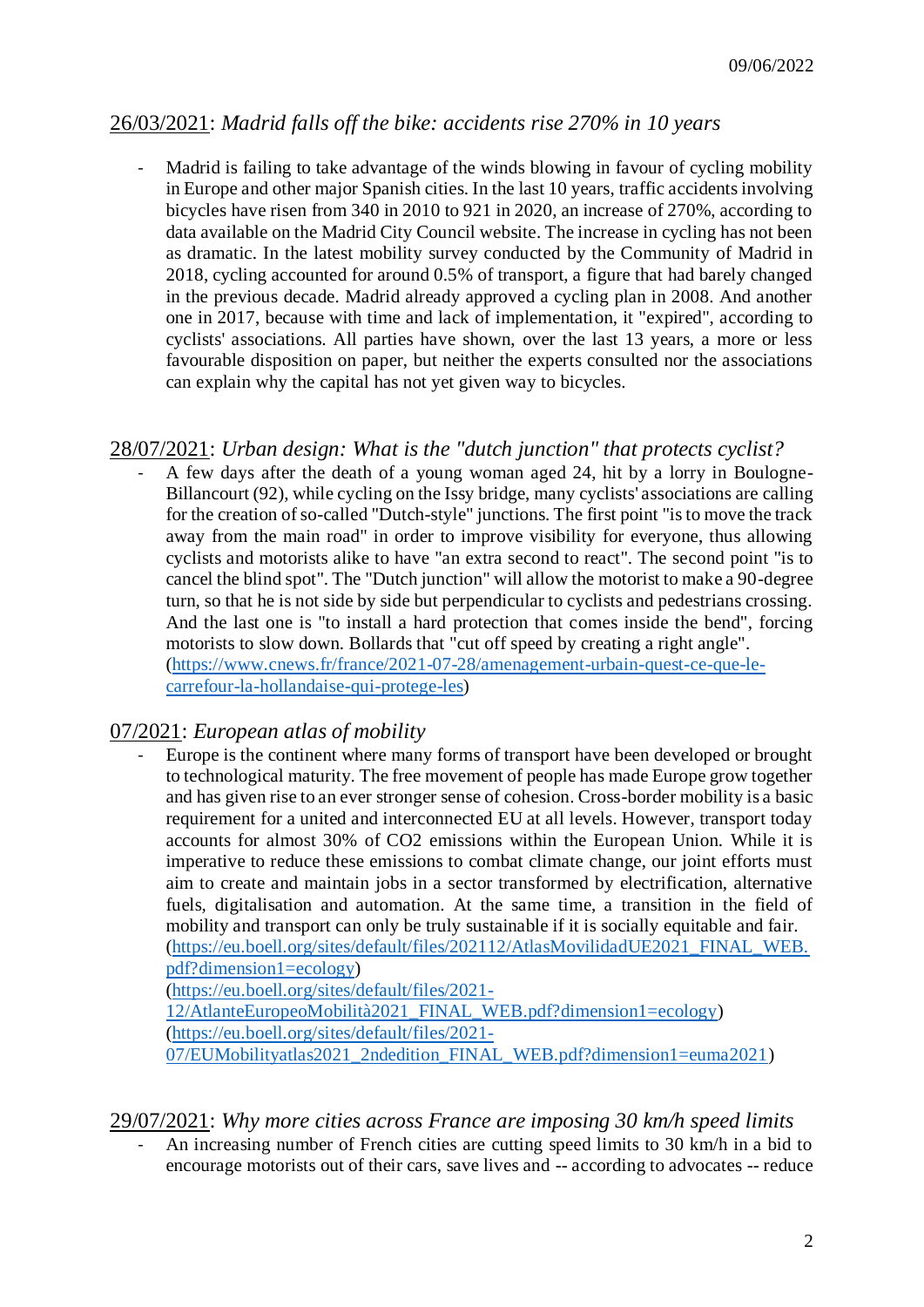## 26/03/2021: *Madrid falls off the bike: accidents rise 270% in 10 years*

- Madrid is failing to take advantage of the winds blowing in favour of cycling mobility in Europe and other major Spanish cities. In the last 10 years, traffic accidents involving bicycles have risen from 340 in 2010 to 921 in 2020, an increase of 270%, according to data available on the Madrid City Council website. The increase in cycling has not been as dramatic. In the latest mobility survey conducted by the Community of Madrid in 2018, cycling accounted for around 0.5% of transport, a figure that had barely changed in the previous decade. Madrid already approved a cycling plan in 2008. And another one in 2017, because with time and lack of implementation, it "expired", according to cyclists' associations. All parties have shown, over the last 13 years, a more or less favourable disposition on paper, but neither the experts consulted nor the associations can explain why the capital has not yet given way to bicycles.

## 28/07/2021: *Urban design: What is the "dutch junction" that protects cyclist?*

- A few days after the death of a young woman aged 24, hit by a lorry in Boulogne-Billancourt (92), while cycling on the Issy bridge, many cyclists' associations are calling for the creation of so-called "Dutch-style" junctions. The first point "is to move the track away from the main road" in order to improve visibility for everyone, thus allowing cyclists and motorists alike to have "an extra second to react". The second point "is to cancel the blind spot". The "Dutch junction" will allow the motorist to make a 90-degree turn, so that he is not side by side but perpendicular to cyclists and pedestrians crossing. And the last one is "to install a hard protection that comes inside the bend", forcing motorists to slow down. Bollards that "cut off speed by creating a right angle".
(https://www.cnews.fr/france/2021-07-28/amenagement-urbain-quest-ce-que-le-carrefour-la-hollandaise-qui-protege-les)

## 07/2021: *European atlas of mobility*

- Europe is the continent where many forms of transport have been developed or brought to technological maturity. The free movement of people has made Europe grow together and has given rise to an ever stronger sense of cohesion. Cross-border mobility is a basic requirement for a united and interconnected EU at all levels. However, transport today accounts for almost 30% of $CO_2$ emissions within the European Union. While it is imperative to reduce these emissions to combat climate change, our joint efforts must aim to create and maintain jobs in a sector transformed by electrification, alternative fuels, digitalisation and automation. At the same time, a transition in the field of mobility and transport can only be truly sustainable if it is socially equitable and fair.
(https://eu.boell.org/sites/default/files/202112/AtlasMovilidadUE2021_FINAL_WEB.pdf?dimension1=ecology)
(https://eu.boell.org/sites/default/files/2021-12/AtlanteEuropeoMobilità2021_FINAL_WEB.pdf?dimension1=ecology)
(https://eu.boell.org/sites/default/files/2021-07/EUMobilityatlas2021_2ndedition_FINAL_WEB.pdf?dimension1=euma2021)

## 29/07/2021: *Why more cities across France are imposing 30 km/h speed limits*

- An increasing number of French cities are cutting speed limits to 30 km/h in a bid to encourage motorists out of their cars, save lives and -- according to advocates -- reduce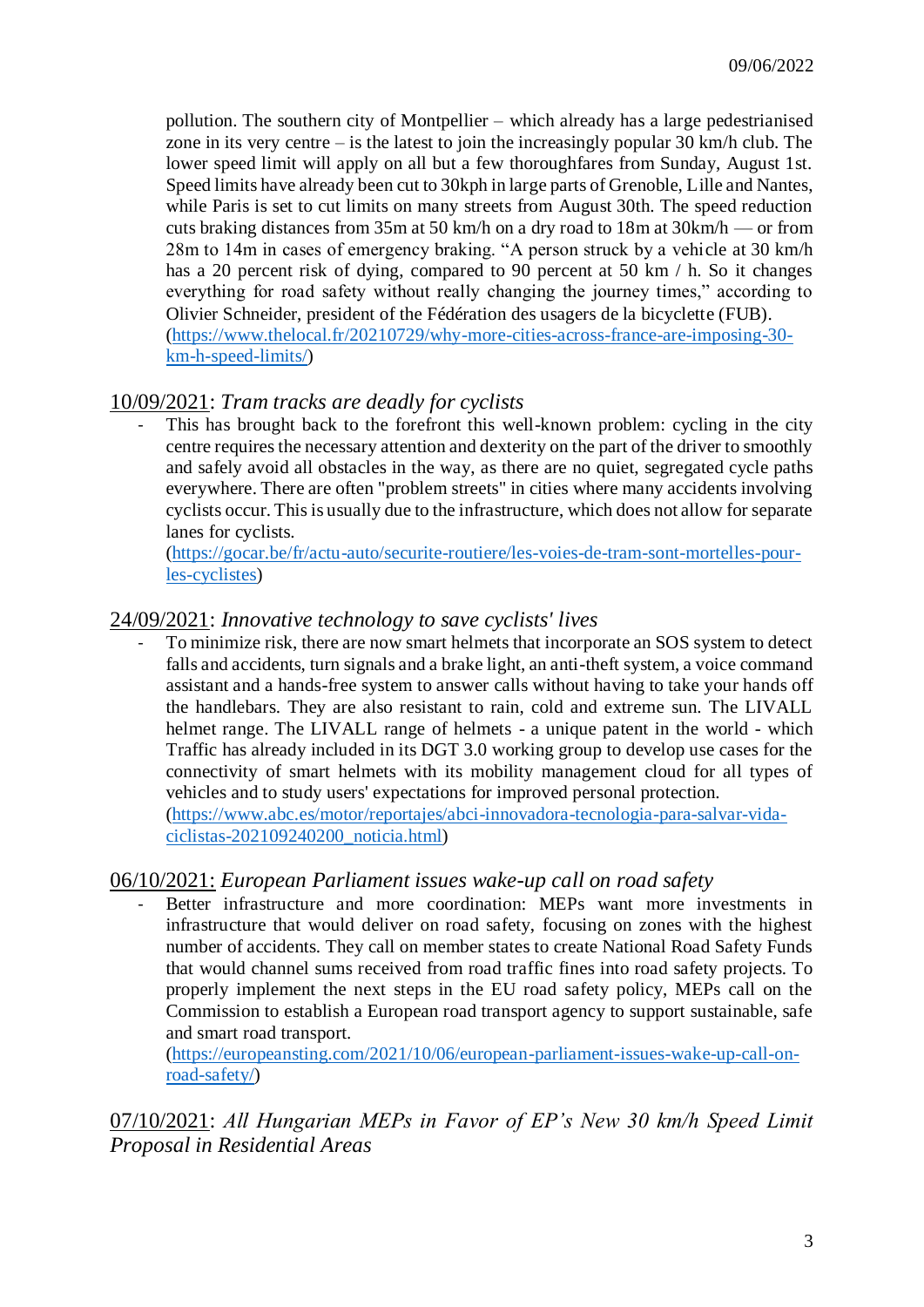pollution. The southern city of Montpellier – which already has a large pedestrianised zone in its very centre – is the latest to join the increasingly popular 30 km/h club. The lower speed limit will apply on all but a few thoroughfares from Sunday, August 1st. Speed limits have already been cut to 30kph in large parts of Grenoble, Lille and Nantes, while Paris is set to cut limits on many streets from August 30th. The speed reduction cuts braking distances from 35m at 50 km/h on a dry road to 18m at 30km/h — or from 28m to 14m in cases of emergency braking. "A person struck by a vehicle at 30 km/h has a 20 percent risk of dying, compared to 90 percent at 50 km / h. So it changes everything for road safety without really changing the journey times," according to Olivier Schneider, president of the Fédération des usagers de la bicyclette (FUB). ([https://www.thelocal.fr/20210729/why-more-cities-across-france-are-imposing-30-km-h-speed-limits/](https://www.thelocal.fr/20210729/why-more-cities-across-france-are-imposing-30-km-h-speed-limits/))

## 10/09/2021: *Tram tracks are deadly for cyclists*

- This has brought back to the forefront this well-known problem: cycling in the city centre requires the necessary attention and dexterity on the part of the driver to smoothly and safely avoid all obstacles in the way, as there are no quiet, segregated cycle paths everywhere. There are often "problem streets" in cities where many accidents involving cyclists occur. This is usually due to the infrastructure, which does not allow for separate lanes for cyclists. ([https://gocar.be/fr/actu-auto/securite-routiere/les-voies-de-tram-sont-mortelles-pour-les-cyclistes](https://gocar.be/fr/actu-auto/securite-routiere/les-voies-de-tram-sont-mortelles-pour-les-cyclistes))

## 24/09/2021: *Innovative technology to save cyclists' lives*

- To minimize risk, there are now smart helmets that incorporate an SOS system to detect falls and accidents, turn signals and a brake light, an anti-theft system, a voice command assistant and a hands-free system to answer calls without having to take your hands off the handlebars. They are also resistant to rain, cold and extreme sun. The LIVALL helmet range. The LIVALL range of helmets - a unique patent in the world - which Traffic has already included in its DGT 3.0 working group to develop use cases for the connectivity of smart helmets with its mobility management cloud for all types of vehicles and to study users' expectations for improved personal protection. ([https://www.abc.es/motor/reportajes/abci-innovadora-tecnologia-para-salvar-vida-ciclistas-202109240200_noticia.html](https://www.abc.es/motor/reportajes/abci-innovadora-tecnologia-para-salvar-vida-ciclistas-202109240200_noticia.html))

## 06/10/2021: *European Parliament issues wake-up call on road safety*

- Better infrastructure and more coordination: MEPs want more investments in infrastructure that would deliver on road safety, focusing on zones with the highest number of accidents. They call on member states to create National Road Safety Funds that would channel sums received from road traffic fines into road safety projects. To properly implement the next steps in the EU road safety policy, MEPs call on the Commission to establish a European road transport agency to support sustainable, safe and smart road transport. ([https://europeansting.com/2021/10/06/european-parliament-issues-wake-up-call-on-road-safety/](https://europeansting.com/2021/10/06/european-parliament-issues-wake-up-call-on-road-safety/))

## 07/10/2021: *All Hungarian MEPs in Favor of EP's New 30 km/h Speed Limit Proposal in Residential Areas*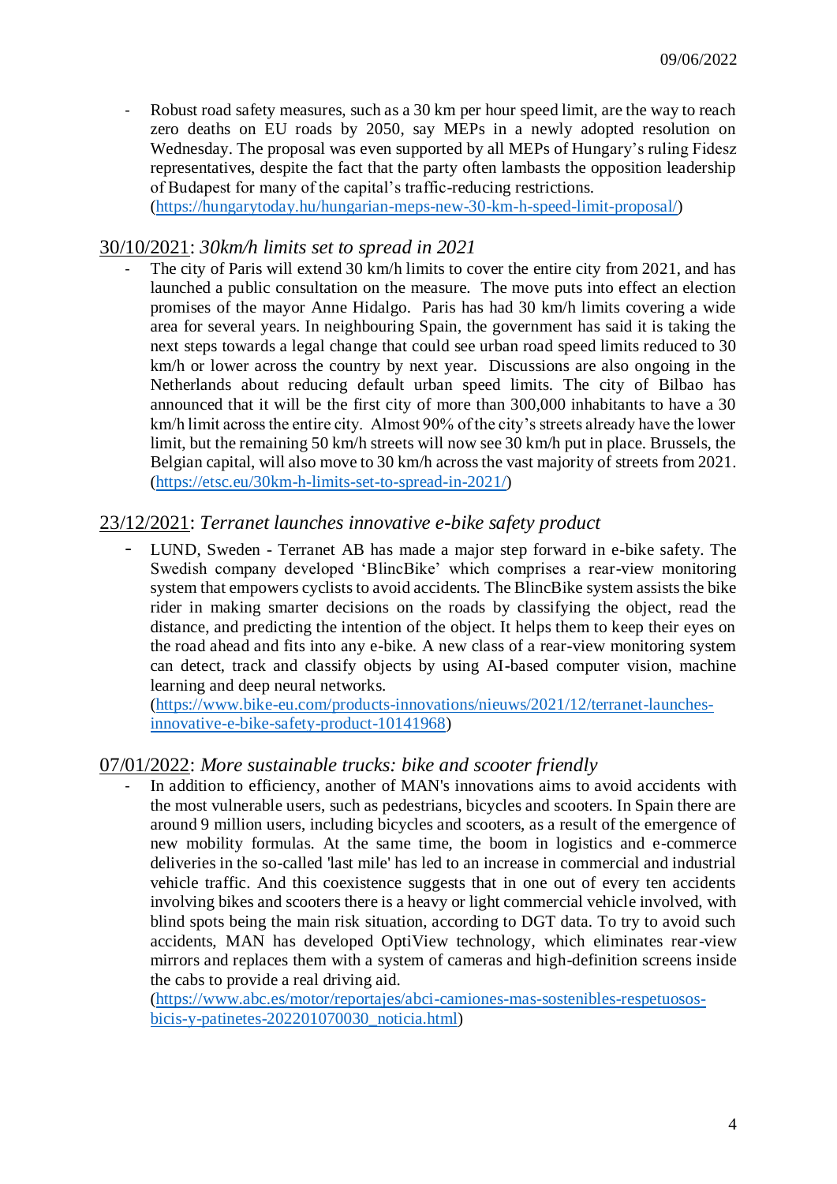- Robust road safety measures, such as a 30 km per hour speed limit, are the way to reach zero deaths on EU roads by 2050, say MEPs in a newly adopted resolution on Wednesday. The proposal was even supported by all MEPs of Hungary's ruling Fidesz representatives, despite the fact that the party often lambasts the opposition leadership of Budapest for many of the capital's traffic-reducing restrictions. (https://hungarytoday.hu/hungarian-meps-new-30-km-h-speed-limit-proposal/)

## 30/10/2021: *30km/h limits set to spread in 2021*

- The city of Paris will extend 30 km/h limits to cover the entire city from 2021, and has launched a public consultation on the measure. The move puts into effect an election promises of the mayor Anne Hidalgo. Paris has had 30 km/h limits covering a wide area for several years. In neighbouring Spain, the government has said it is taking the next steps towards a legal change that could see urban road speed limits reduced to 30 km/h or lower across the country by next year. Discussions are also ongoing in the Netherlands about reducing default urban speed limits. The city of Bilbao has announced that it will be the first city of more than 300,000 inhabitants to have a 30 km/h limit across the entire city. Almost 90% of the city's streets already have the lower limit, but the remaining 50 km/h streets will now see 30 km/h put in place. Brussels, the Belgian capital, will also move to 30 km/h across the vast majority of streets from 2021. (https://etsc.eu/30km-h-limits-set-to-spread-in-2021/)

## 23/12/2021: *Terranet launches innovative e-bike safety product*

- LUND, Sweden - Terranet AB has made a major step forward in e-bike safety. The Swedish company developed 'BlincBike' which comprises a rear-view monitoring system that empowers cyclists to avoid accidents. The BlincBike system assists the bike rider in making smarter decisions on the roads by classifying the object, read the distance, and predicting the intention of the object. It helps them to keep their eyes on the road ahead and fits into any e-bike. A new class of a rear-view monitoring system can detect, track and classify objects by using AI-based computer vision, machine learning and deep neural networks. (https://www.bike-eu.com/products-innovations/nieuws/2021/12/terranet-launches-innovative-e-bike-safety-product-10141968)

## 07/01/2022: *More sustainable trucks: bike and scooter friendly*

- In addition to efficiency, another of MAN's innovations aims to avoid accidents with the most vulnerable users, such as pedestrians, bicycles and scooters. In Spain there are around 9 million users, including bicycles and scooters, as a result of the emergence of new mobility formulas. At the same time, the boom in logistics and e-commerce deliveries in the so-called 'last mile' has led to an increase in commercial and industrial vehicle traffic. And this coexistence suggests that in one out of every ten accidents involving bikes and scooters there is a heavy or light commercial vehicle involved, with blind spots being the main risk situation, according to DGT data. To try to avoid such accidents, MAN has developed OptiView technology, which eliminates rear-view mirrors and replaces them with a system of cameras and high-definition screens inside the cabs to provide a real driving aid. (https://www.abc.es/motor/reportajes/abci-camiones-mas-sostenibles-respetuosos-bicis-y-patinetes-202201070030_noticia.html)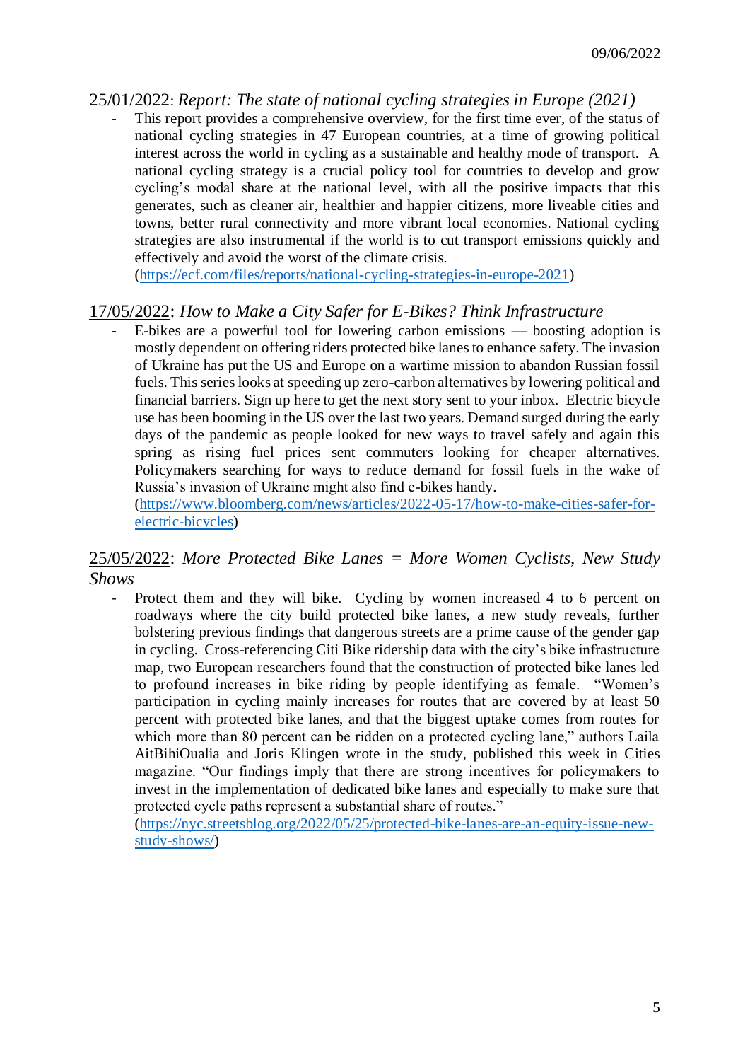09/06/2022

25/01/2022: *Report: The state of national cycling strategies in Europe (2021)*

- This report provides a comprehensive overview, for the first time ever, of the status of national cycling strategies in 47 European countries, at a time of growing political interest across the world in cycling as a sustainable and healthy mode of transport. A national cycling strategy is a crucial policy tool for countries to develop and grow cycling's modal share at the national level, with all the positive impacts that this generates, such as cleaner air, healthier and happier citizens, more liveable cities and towns, better rural connectivity and more vibrant local economies. National cycling strategies are also instrumental if the world is to cut transport emissions quickly and effectively and avoid the worst of the climate crisis. (https://ecf.com/files/reports/national-cycling-strategies-in-europe-2021)

17/05/2022: *How to Make a City Safer for E-Bikes? Think Infrastructure*

- E-bikes are a powerful tool for lowering carbon emissions — boosting adoption is mostly dependent on offering riders protected bike lanes to enhance safety. The invasion of Ukraine has put the US and Europe on a wartime mission to abandon Russian fossil fuels. This series looks at speeding up zero-carbon alternatives by lowering political and financial barriers. Sign up here to get the next story sent to your inbox. Electric bicycle use has been booming in the US over the last two years. Demand surged during the early days of the pandemic as people looked for new ways to travel safely and again this spring as rising fuel prices sent commuters looking for cheaper alternatives. Policymakers searching for ways to reduce demand for fossil fuels in the wake of Russia's invasion of Ukraine might also find e-bikes handy. (https://www.bloomberg.com/news/articles/2022-05-17/how-to-make-cities-safer-for-electric-bicycles)

25/05/2022: *More Protected Bike Lanes = More Women Cyclists, New Study Shows*

- Protect them and they will bike. Cycling by women increased 4 to 6 percent on roadways where the city build protected bike lanes, a new study reveals, further bolstering previous findings that dangerous streets are a prime cause of the gender gap in cycling. Cross-referencing Citi Bike ridership data with the city's bike infrastructure map, two European researchers found that the construction of protected bike lanes led to profound increases in bike riding by people identifying as female. "Women's participation in cycling mainly increases for routes that are covered by at least 50 percent with protected bike lanes, and that the biggest uptake comes from routes for which more than 80 percent can be ridden on a protected cycling lane," authors Laila AitBihiOualia and Joris Klingen wrote in the study, published this week in Cities magazine. "Our findings imply that there are strong incentives for policymakers to invest in the implementation of dedicated bike lanes and especially to make sure that protected cycle paths represent a substantial share of routes." (https://nyc.streetsblog.org/2022/05/25/protected-bike-lanes-are-an-equity-issue-new-study-shows/)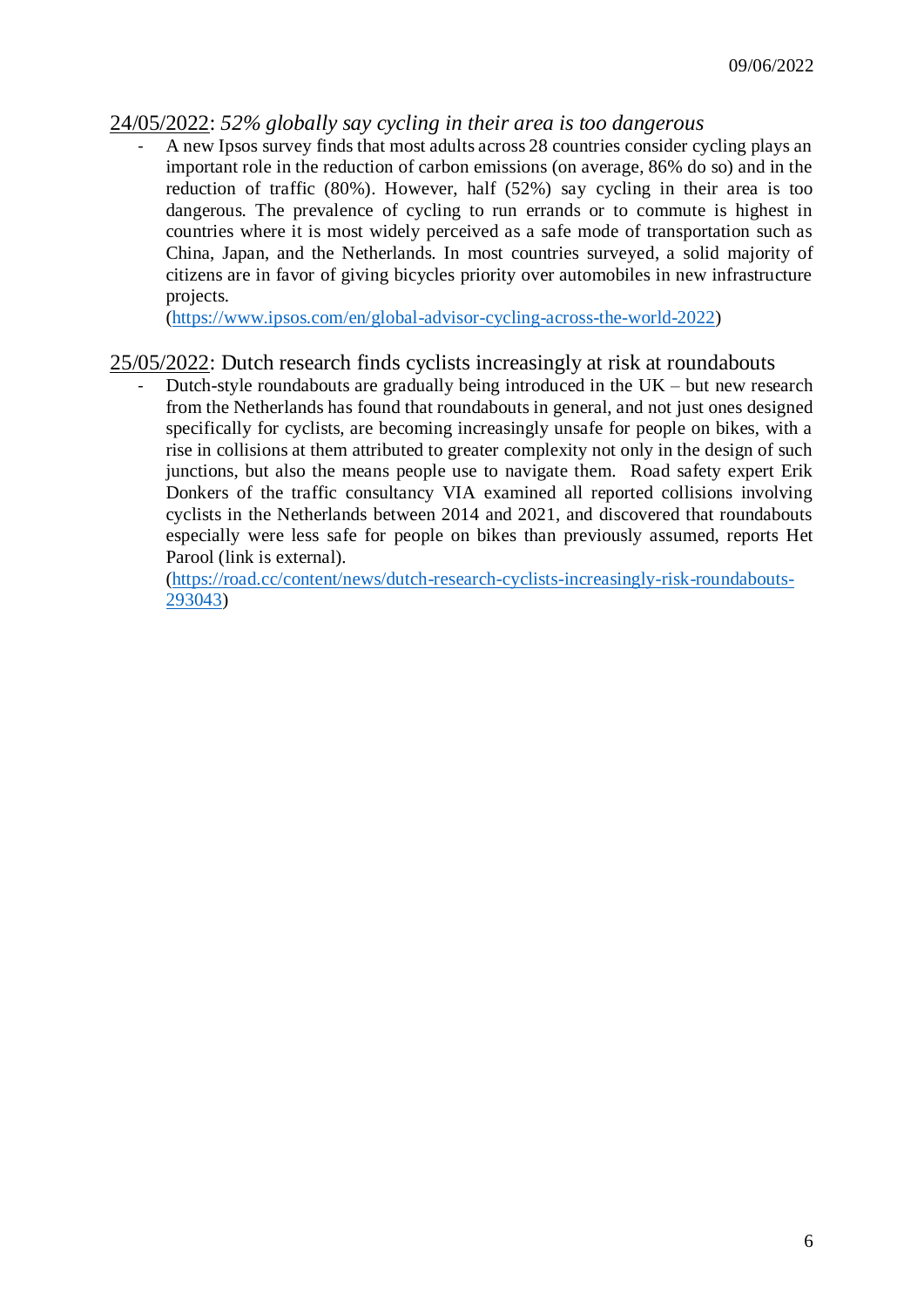24/05/2022: *52% globally say cycling in their area is too dangerous*

- A new Ipsos survey finds that most adults across 28 countries consider cycling plays an important role in the reduction of carbon emissions (on average, 86% do so) and in the reduction of traffic (80%). However, half (52%) say cycling in their area is too dangerous. The prevalence of cycling to run errands or to commute is highest in countries where it is most widely perceived as a safe mode of transportation such as China, Japan, and the Netherlands. In most countries surveyed, a solid majority of citizens are in favor of giving bicycles priority over automobiles in new infrastructure projects.
(https://www.ipsos.com/en/global-advisor-cycling-across-the-world-2022)

25/05/2022: Dutch research finds cyclists increasingly at risk at roundabouts

- Dutch-style roundabouts are gradually being introduced in the UK – but new research from the Netherlands has found that roundabouts in general, and not just ones designed specifically for cyclists, are becoming increasingly unsafe for people on bikes, with a rise in collisions at them attributed to greater complexity not only in the design of such junctions, but also the means people use to navigate them. Road safety expert Erik Donkers of the traffic consultancy VIA examined all reported collisions involving cyclists in the Netherlands between 2014 and 2021, and discovered that roundabouts especially were less safe for people on bikes than previously assumed, reports Het Parool (link is external).
(https://road.cc/content/news/dutch-research-cyclists-increasingly-risk-roundabouts-293043)